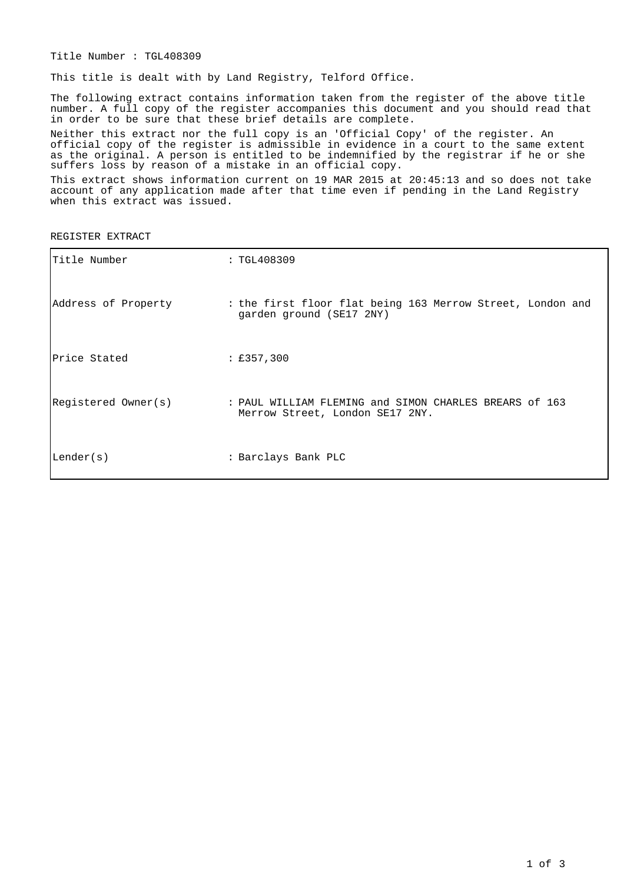Title Number : TGL408309

This title is dealt with by Land Registry, Telford Office.

The following extract contains information taken from the register of the above title number. A full copy of the register accompanies this document and you should read that in order to be sure that these brief details are complete.

Neither this extract nor the full copy is an 'Official Copy' of the register. An official copy of the register is admissible in evidence in a court to the same extent as the original. A person is entitled to be indemnified by the registrar if he or she suffers loss by reason of a mistake in an official copy.

This extract shows information current on 19 MAR 2015 at 20:45:13 and so does not take account of any application made after that time even if pending in the Land Registry when this extract was issued.

REGISTER EXTRACT

| | |
|---|---|
| Title Number | : TGL408309 |
| Address of Property | : the first floor flat being 163 Merrow Street, London and garden ground (SE17 2NY) |
| Price Stated | : £357,300 |
| Registered Owner(s) | : PAUL WILLIAM FLEMING and SIMON CHARLES BREARS of 163 Merrow Street, London SE17 2NY. |
| Lender(s) | : Barclays Bank PLC |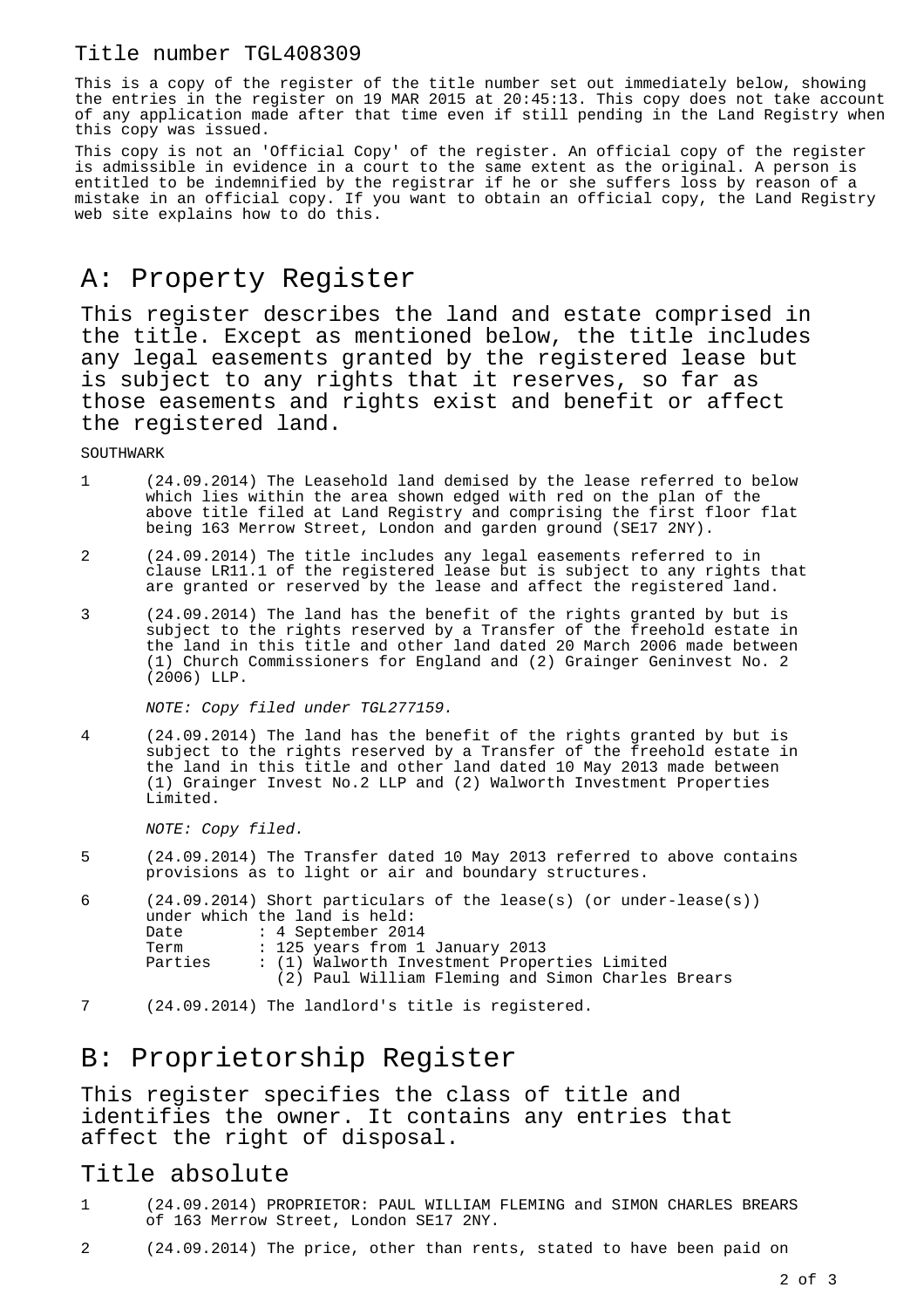Title number TGL408309

This is a copy of the register of the title number set out immediately below, showing the entries in the register on 19 MAR 2015 at 20:45:13. This copy does not take account of any application made after that time even if still pending in the Land Registry when this copy was issued.

This copy is not an 'Official Copy' of the register. An official copy of the register is admissible in evidence in a court to the same extent as the original. A person is entitled to be indemnified by the registrar if he or she suffers loss by reason of a mistake in an official copy. If you want to obtain an official copy, the Land Registry web site explains how to do this.

# A: Property Register

This register describes the land and estate comprised in the title. Except as mentioned below, the title includes any legal easements granted by the registered lease but is subject to any rights that it reserves, so far as those easements and rights exist and benefit or affect the registered land.

SOUTHWARK

1 (24.09.2014) The Leasehold land demised by the lease referred to below which lies within the area shown edged with red on the plan of the above title filed at Land Registry and comprising the first floor flat being 163 Merrow Street, London and garden ground (SE17 2NY).

2 (24.09.2014) The title includes any legal easements referred to in clause LR11.1 of the registered lease but is subject to any rights that are granted or reserved by the lease and affect the registered land.

3 (24.09.2014) The land has the benefit of the rights granted by but is subject to the rights reserved by a Transfer of the freehold estate in the land in this title and other land dated 20 March 2006 made between (1) Church Commissioners for England and (2) Grainger Geninvest No. 2 (2006) LLP.

*NOTE: Copy filed under TGL277159.*

4 (24.09.2014) The land has the benefit of the rights granted by but is subject to the rights reserved by a Transfer of the freehold estate in the land in this title and other land dated 10 May 2013 made between (1) Grainger Invest No.2 LLP and (2) Walworth Investment Properties Limited.

*NOTE: Copy filed.*

5 (24.09.2014) The Transfer dated 10 May 2013 referred to above contains provisions as to light or air and boundary structures.

6 (24.09.2014) Short particulars of the lease(s) (or under-lease(s)) under which the land is held:
Date : 4 September 2014
Term : 125 years from 1 January 2013
Parties : (1) Walworth Investment Properties Limited
(2) Paul William Fleming and Simon Charles Brears

7 (24.09.2014) The landlord's title is registered.

# B: Proprietorship Register

This register specifies the class of title and identifies the owner. It contains any entries that affect the right of disposal.

## Title absolute

1 (24.09.2014) PROPRIETOR: PAUL WILLIAM FLEMING and SIMON CHARLES BREARS of 163 Merrow Street, London SE17 2NY.

2 (24.09.2014) The price, other than rents, stated to have been paid on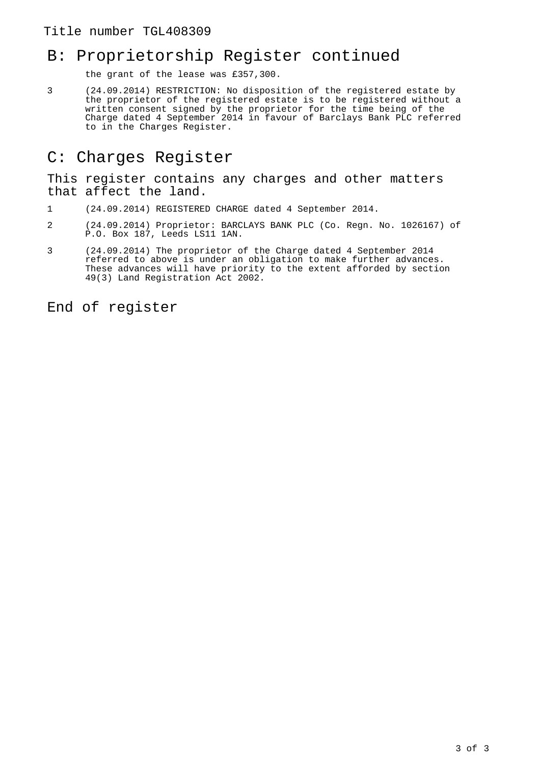Title number TGL408309

## B: Proprietorship Register continued

the grant of the lease was £357,300.

3 (24.09.2014) RESTRICTION: No disposition of the registered estate by the proprietor of the registered estate is to be registered without a written consent signed by the proprietor for the time being of the Charge dated 4 September 2014 in favour of Barclays Bank PLC referred to in the Charges Register.

## C: Charges Register

This register contains any charges and other matters that affect the land.

1 (24.09.2014) REGISTERED CHARGE dated 4 September 2014.

2 (24.09.2014) Proprietor: BARCLAYS BANK PLC (Co. Regn. No. 1026167) of P.O. Box 187, Leeds LS11 1AN.

3 (24.09.2014) The proprietor of the Charge dated 4 September 2014 referred to above is under an obligation to make further advances. These advances will have priority to the extent afforded by section 49(3) Land Registration Act 2002.

## End of register